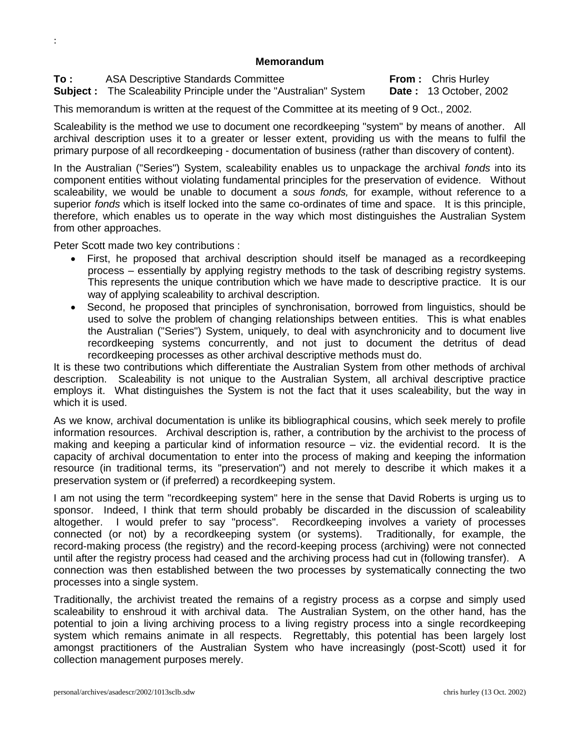:

**Memorandum**

**To :** ASA Descriptive Standards Committee **From :** Chris Hurley
**Subject :** The Scaleability Principle under the "Australian" System **Date :** 13 October, 2002

This memorandum is written at the request of the Committee at its meeting of 9 Oct., 2002.

Scaleability is the method we use to document one recordkeeping "system" by means of another. All archival description uses it to a greater or lesser extent, providing us with the means to fulfil the primary purpose of all recordkeeping - documentation of business (rather than discovery of content).

In the Australian ("Series") System, scaleability enables us to unpackage the archival *fonds* into its component entities without violating fundamental principles for the preservation of evidence. Without scaleability, we would be unable to document a *sous fonds,* for example, without reference to a superior *fonds* which is itself locked into the same co-ordinates of time and space. It is this principle, therefore, which enables us to operate in the way which most distinguishes the Australian System from other approaches.

Peter Scott made two key contributions :

- First, he proposed that archival description should itself be managed as a recordkeeping process – essentially by applying registry methods to the task of describing registry systems. This represents the unique contribution which we have made to descriptive practice. It is our way of applying scaleability to archival description.
- Second, he proposed that principles of synchronisation, borrowed from linguistics, should be used to solve the problem of changing relationships between entities. This is what enables the Australian ("Series") System, uniquely, to deal with asynchronicity and to document live recordkeeping systems concurrently, and not just to document the detritus of dead recordkeeping processes as other archival descriptive methods must do.

It is these two contributions which differentiate the Australian System from other methods of archival description. Scaleability is not unique to the Australian System, all archival descriptive practice employs it. What distinguishes the System is not the fact that it uses scaleability, but the way in which it is used.

As we know, archival documentation is unlike its bibliographical cousins, which seek merely to profile information resources. Archival description is, rather, a contribution by the archivist to the process of making and keeping a particular kind of information resource – viz. the evidential record. It is the capacity of archival documentation to enter into the process of making and keeping the information resource (in traditional terms, its "preservation") and not merely to describe it which makes it a preservation system or (if preferred) a recordkeeping system.

I am not using the term "recordkeeping system" here in the sense that David Roberts is urging us to sponsor. Indeed, I think that term should probably be discarded in the discussion of scaleability altogether. I would prefer to say "process". Recordkeeping involves a variety of processes connected (or not) by a recordkeeping system (or systems). Traditionally, for example, the record-making process (the registry) and the record-keeping process (archiving) were not connected until after the registry process had ceased and the archiving process had cut in (following transfer). A connection was then established between the two processes by systematically connecting the two processes into a single system.

Traditionally, the archivist treated the remains of a registry process as a corpse and simply used scaleability to enshroud it with archival data. The Australian System, on the other hand, has the potential to join a living archiving process to a living registry process into a single recordkeeping system which remains animate in all respects. Regrettably, this potential has been largely lost amongst practitioners of the Australian System who have increasingly (post-Scott) used it for collection management purposes merely.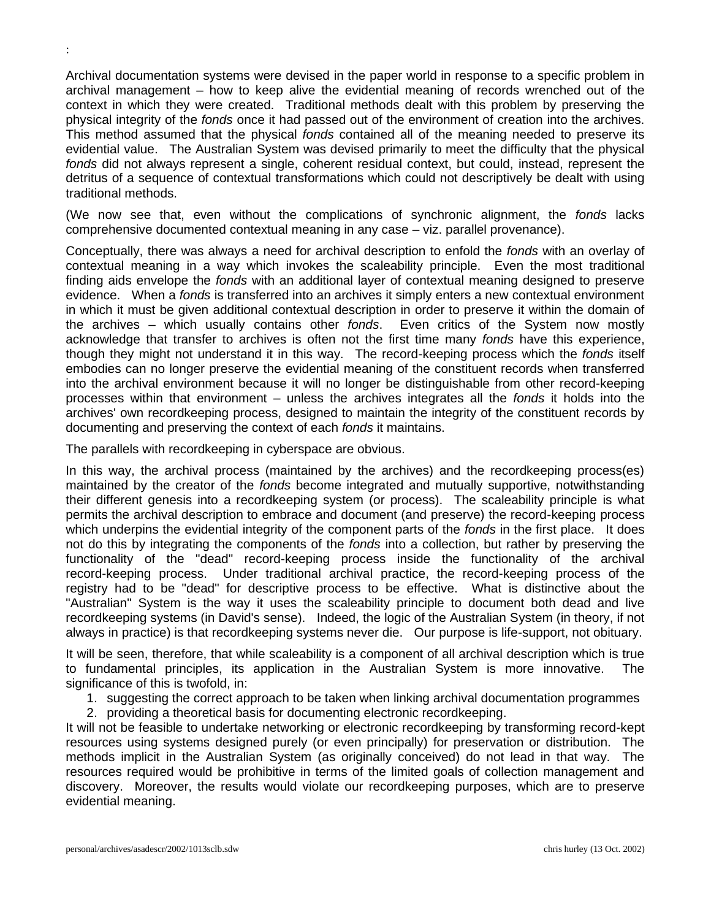:

Archival documentation systems were devised in the paper world in response to a specific problem in archival management – how to keep alive the evidential meaning of records wrenched out of the context in which they were created. Traditional methods dealt with this problem by preserving the physical integrity of the *fonds* once it had passed out of the environment of creation into the archives. This method assumed that the physical *fonds* contained all of the meaning needed to preserve its evidential value. The Australian System was devised primarily to meet the difficulty that the physical *fonds* did not always represent a single, coherent residual context, but could, instead, represent the detritus of a sequence of contextual transformations which could not descriptively be dealt with using traditional methods.

(We now see that, even without the complications of synchronic alignment, the *fonds* lacks comprehensive documented contextual meaning in any case – viz. parallel provenance).

Conceptually, there was always a need for archival description to enfold the *fonds* with an overlay of contextual meaning in a way which invokes the scaleability principle. Even the most traditional finding aids envelope the *fonds* with an additional layer of contextual meaning designed to preserve evidence. When a *fonds* is transferred into an archives it simply enters a new contextual environment in which it must be given additional contextual description in order to preserve it within the domain of the archives – which usually contains other *fonds*. Even critics of the System now mostly acknowledge that transfer to archives is often not the first time many *fonds* have this experience, though they might not understand it in this way. The record-keeping process which the *fonds* itself embodies can no longer preserve the evidential meaning of the constituent records when transferred into the archival environment because it will no longer be distinguishable from other record-keeping processes within that environment – unless the archives integrates all the *fonds* it holds into the archives' own recordkeeping process, designed to maintain the integrity of the constituent records by documenting and preserving the context of each *fonds* it maintains.

The parallels with recordkeeping in cyberspace are obvious.

In this way, the archival process (maintained by the archives) and the recordkeeping process(es) maintained by the creator of the *fonds* become integrated and mutually supportive, notwithstanding their different genesis into a recordkeeping system (or process). The scaleability principle is what permits the archival description to embrace and document (and preserve) the record-keeping process which underpins the evidential integrity of the component parts of the *fonds* in the first place. It does not do this by integrating the components of the *fonds* into a collection, but rather by preserving the functionality of the "dead" record-keeping process inside the functionality of the archival record-keeping process. Under traditional archival practice, the record-keeping process of the registry had to be "dead" for descriptive process to be effective. What is distinctive about the "Australian" System is the way it uses the scaleability principle to document both dead and live recordkeeping systems (in David's sense). Indeed, the logic of the Australian System (in theory, if not always in practice) is that recordkeeping systems never die. Our purpose is life-support, not obituary.

It will be seen, therefore, that while scaleability is a component of all archival description which is true to fundamental principles, its application in the Australian System is more innovative. The significance of this is twofold, in:

1. suggesting the correct approach to be taken when linking archival documentation programmes
2. providing a theoretical basis for documenting electronic recordkeeping.

It will not be feasible to undertake networking or electronic recordkeeping by transforming record-kept resources using systems designed purely (or even principally) for preservation or distribution. The methods implicit in the Australian System (as originally conceived) do not lead in that way. The resources required would be prohibitive in terms of the limited goals of collection management and discovery. Moreover, the results would violate our recordkeeping purposes, which are to preserve evidential meaning.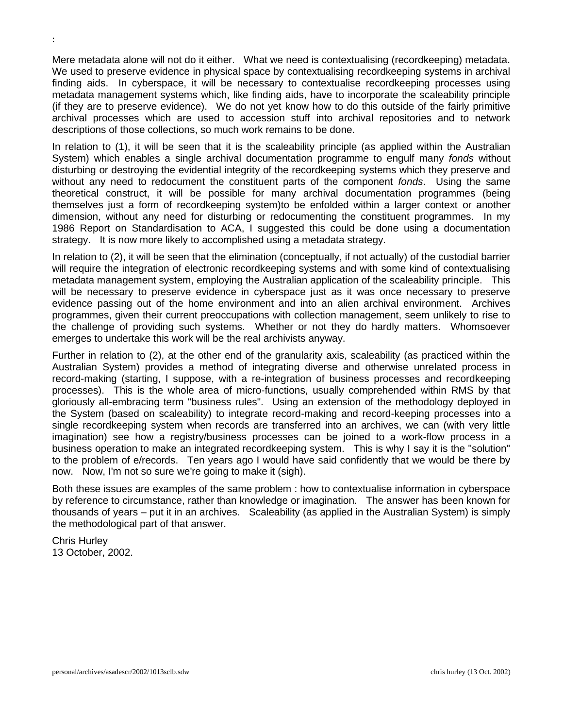:

Mere metadata alone will not do it either. What we need is contextualising (recordkeeping) metadata. We used to preserve evidence in physical space by contextualising recordkeeping systems in archival finding aids. In cyberspace, it will be necessary to contextualise recordkeeping processes using metadata management systems which, like finding aids, have to incorporate the scaleability principle (if they are to preserve evidence). We do not yet know how to do this outside of the fairly primitive archival processes which are used to accession stuff into archival repositories and to network descriptions of those collections, so much work remains to be done.

In relation to (1), it will be seen that it is the scaleability principle (as applied within the Australian System) which enables a single archival documentation programme to engulf many *fonds* without disturbing or destroying the evidential integrity of the recordkeeping systems which they preserve and without any need to redocument the constituent parts of the component *fonds*. Using the same theoretical construct, it will be possible for many archival documentation programmes (being themselves just a form of recordkeeping system)to be enfolded within a larger context or another dimension, without any need for disturbing or redocumenting the constituent programmes. In my 1986 Report on Standardisation to ACA, I suggested this could be done using a documentation strategy. It is now more likely to accomplished using a metadata strategy.

In relation to (2), it will be seen that the elimination (conceptually, if not actually) of the custodial barrier will require the integration of electronic recordkeeping systems and with some kind of contextualising metadata management system, employing the Australian application of the scaleability principle. This will be necessary to preserve evidence in cyberspace just as it was once necessary to preserve evidence passing out of the home environment and into an alien archival environment. Archives programmes, given their current preoccupations with collection management, seem unlikely to rise to the challenge of providing such systems. Whether or not they do hardly matters. Whomsoever emerges to undertake this work will be the real archivists anyway.

Further in relation to (2), at the other end of the granularity axis, scaleability (as practiced within the Australian System) provides a method of integrating diverse and otherwise unrelated process in record-making (starting, I suppose, with a re-integration of business processes and recordkeeping processes). This is the whole area of micro-functions, usually comprehended within RMS by that gloriously all-embracing term "business rules". Using an extension of the methodology deployed in the System (based on scaleability) to integrate record-making and record-keeping processes into a single recordkeeping system when records are transferred into an archives, we can (with very little imagination) see how a registry/business processes can be joined to a work-flow process in a business operation to make an integrated recordkeeping system. This is why I say it is the "solution" to the problem of e/records. Ten years ago I would have said confidently that we would be there by now. Now, I'm not so sure we're going to make it (sigh).

Both these issues are examples of the same problem : how to contextualise information in cyberspace by reference to circumstance, rather than knowledge or imagination. The answer has been known for thousands of years – put it in an archives. Scaleability (as applied in the Australian System) is simply the methodological part of that answer.

Chris Hurley
13 October, 2002.